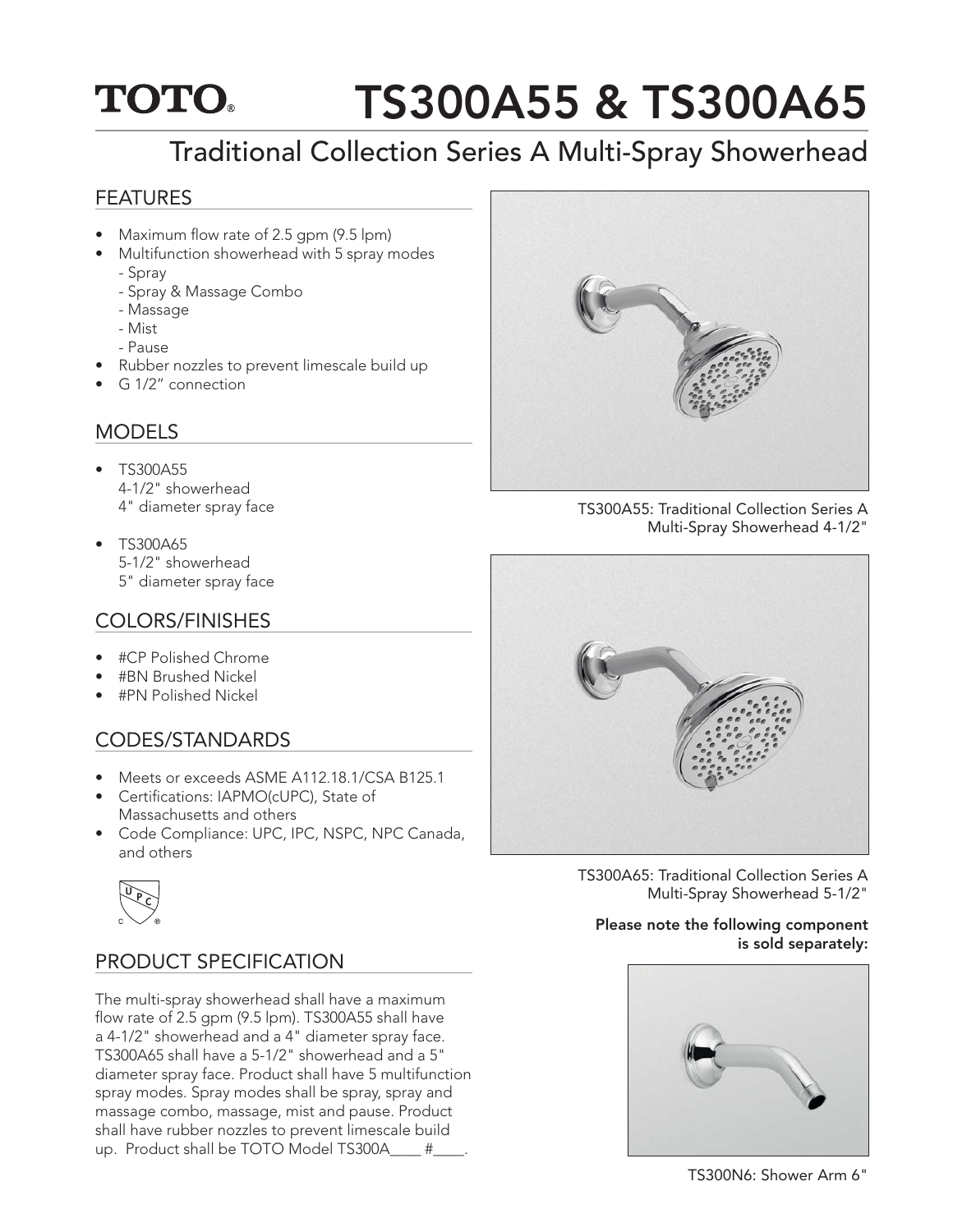# TOTO® TS300A55 & TS300A65

## Traditional Collection Series A Multi-Spray Showerhead

### FEATURES

- Maximum flow rate of 2.5 gpm (9.5 lpm)
- Multifunction showerhead with 5 spray modes
  - Spray
  - Spray & Massage Combo
  - Massage
  - Mist
  - Pause
- Rubber nozzles to prevent limescale build up
- G 1/2" connection

### MODELS

- TS300A55
  4-1/2" showerhead
  4" diameter spray face
- TS300A65
  5-1/2" showerhead
  5" diameter spray face

### COLORS/FINISHES

- #CP Polished Chrome
- #BN Brushed Nickel
- #PN Polished Nickel

### CODES/STANDARDS

- Meets or exceeds ASME A112.18.1/CSA B125.1
- Certifications: IAPMO(cUPC), State of Massachusetts and others
- Code Compliance: UPC, IPC, NSPC, NPC Canada, and others

### PRODUCT SPECIFICATION

The multi-spray showerhead shall have a maximum flow rate of 2.5 gpm (9.5 lpm). TS300A55 shall have a 4-1/2" showerhead and a 4" diameter spray face. TS300A65 shall have a 5-1/2" showerhead and a 5" diameter spray face. Product shall have 5 multifunction spray modes. Spray modes shall be spray, spray and massage combo, massage, mist and pause. Product shall have rubber nozzles to prevent limescale build up. Product shall be TOTO Model TS300A____ #____.

TS300A55: Traditional Collection Series A Multi-Spray Showerhead 4-1/2"

TS300A65: Traditional Collection Series A Multi-Spray Showerhead 5-1/2"

**Please note the following component is sold separately:**

TS300N6: Shower Arm 6"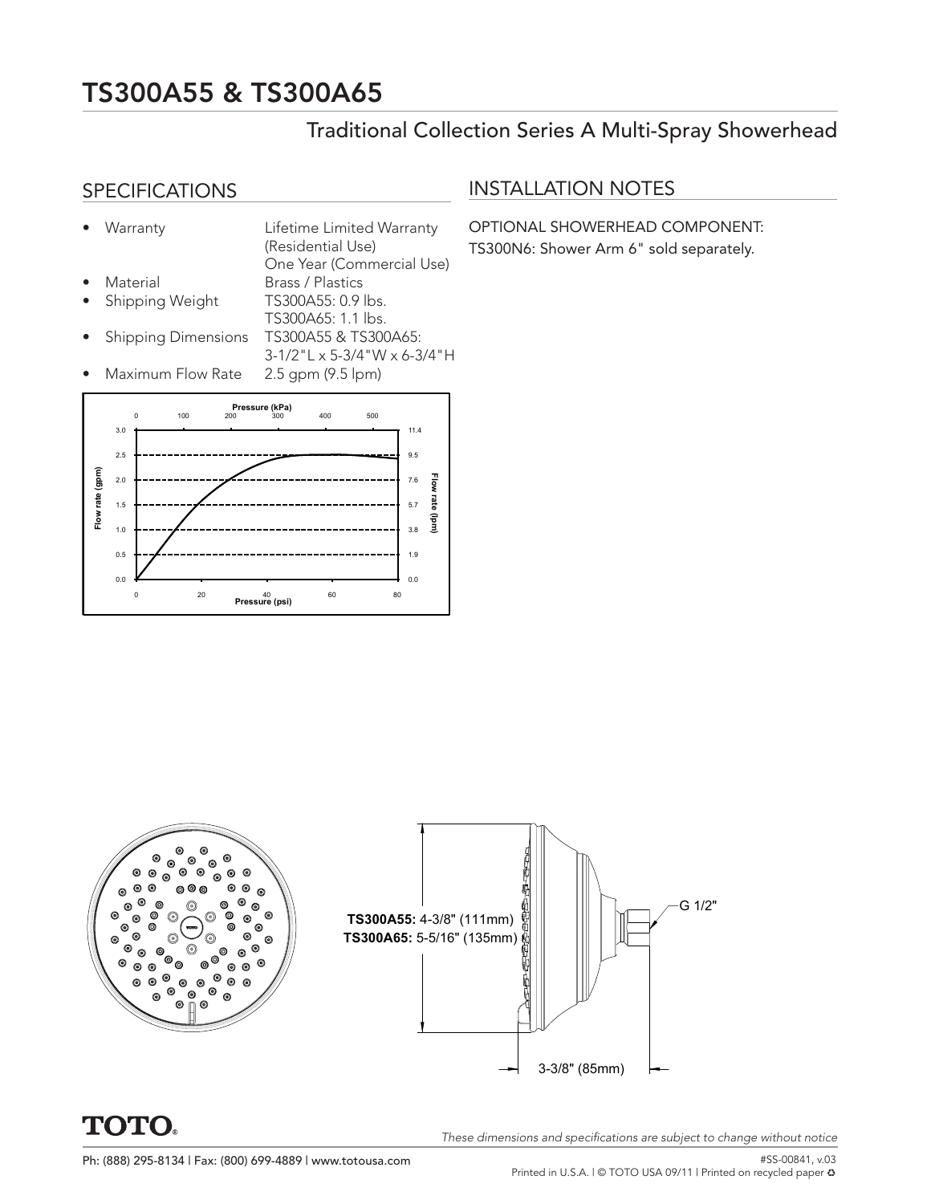# TS300A55 & TS300A65

## Traditional Collection Series A Multi-Spray Showerhead

## SPECIFICATIONS

- Warranty: Lifetime Limited Warranty (Residential Use) One Year (Commercial Use)
- Material: Brass / Plastics
- Shipping Weight: TS300A55: 0.9 lbs. TS300A65: 1.1 lbs.
- Shipping Dimensions: TS300A55 & TS300A65: 3-1/2"L x 5-3/4"W x 6-3/4"H
- Maximum Flow Rate: 2.5 gpm (9.5 lpm)

Pressure (kPa)
0 100 200 300 400 500
Flow rate (gpm)
3.0 2.5 2.0 1.5 1.0 0.5 0.0
Flow rate (lpm)
11.4 9.5 7.6 5.7 3.8 1.9 0.0
0 20 40 60 80
Pressure (psi)

## INSTALLATION NOTES

OPTIONAL SHOWERHEAD COMPONENT:
TS300N6: Shower Arm 6" sold separately.

**TS300A55:** 4-3/8" (111mm)
**TS300A65:** 5-5/16" (135mm)
G 1/2"
3-3/8" (85mm)

TOTO

*These dimensions and specifications are subject to change without notice*

Ph: (888) 295-8134 | Fax: (800) 699-4889 | www.totousa.com

#SS-00841, v.03
Printed in U.S.A. | © TOTO USA 09/11 | Printed on recycled paper